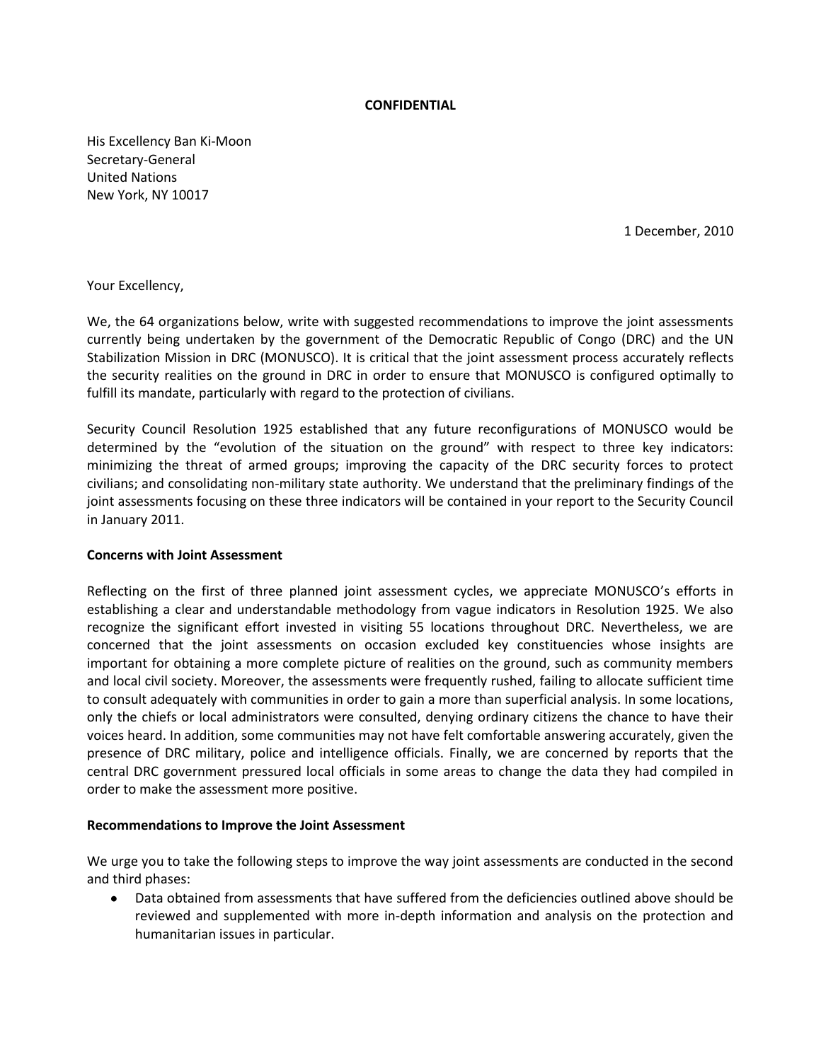**CONFIDENTIAL**

His Excellency Ban Ki-Moon
Secretary-General
United Nations
New York, NY 10017

1 December, 2010

Your Excellency,

We, the 64 organizations below, write with suggested recommendations to improve the joint assessments currently being undertaken by the government of the Democratic Republic of Congo (DRC) and the UN Stabilization Mission in DRC (MONUSCO). It is critical that the joint assessment process accurately reflects the security realities on the ground in DRC in order to ensure that MONUSCO is configured optimally to fulfill its mandate, particularly with regard to the protection of civilians.

Security Council Resolution 1925 established that any future reconfigurations of MONUSCO would be determined by the "evolution of the situation on the ground" with respect to three key indicators: minimizing the threat of armed groups; improving the capacity of the DRC security forces to protect civilians; and consolidating non-military state authority. We understand that the preliminary findings of the joint assessments focusing on these three indicators will be contained in your report to the Security Council in January 2011.

**Concerns with Joint Assessment**

Reflecting on the first of three planned joint assessment cycles, we appreciate MONUSCO's efforts in establishing a clear and understandable methodology from vague indicators in Resolution 1925. We also recognize the significant effort invested in visiting 55 locations throughout DRC. Nevertheless, we are concerned that the joint assessments on occasion excluded key constituencies whose insights are important for obtaining a more complete picture of realities on the ground, such as community members and local civil society. Moreover, the assessments were frequently rushed, failing to allocate sufficient time to consult adequately with communities in order to gain a more than superficial analysis. In some locations, only the chiefs or local administrators were consulted, denying ordinary citizens the chance to have their voices heard. In addition, some communities may not have felt comfortable answering accurately, given the presence of DRC military, police and intelligence officials. Finally, we are concerned by reports that the central DRC government pressured local officials in some areas to change the data they had compiled in order to make the assessment more positive.

**Recommendations to Improve the Joint Assessment**

We urge you to take the following steps to improve the way joint assessments are conducted in the second and third phases:

- Data obtained from assessments that have suffered from the deficiencies outlined above should be reviewed and supplemented with more in-depth information and analysis on the protection and humanitarian issues in particular.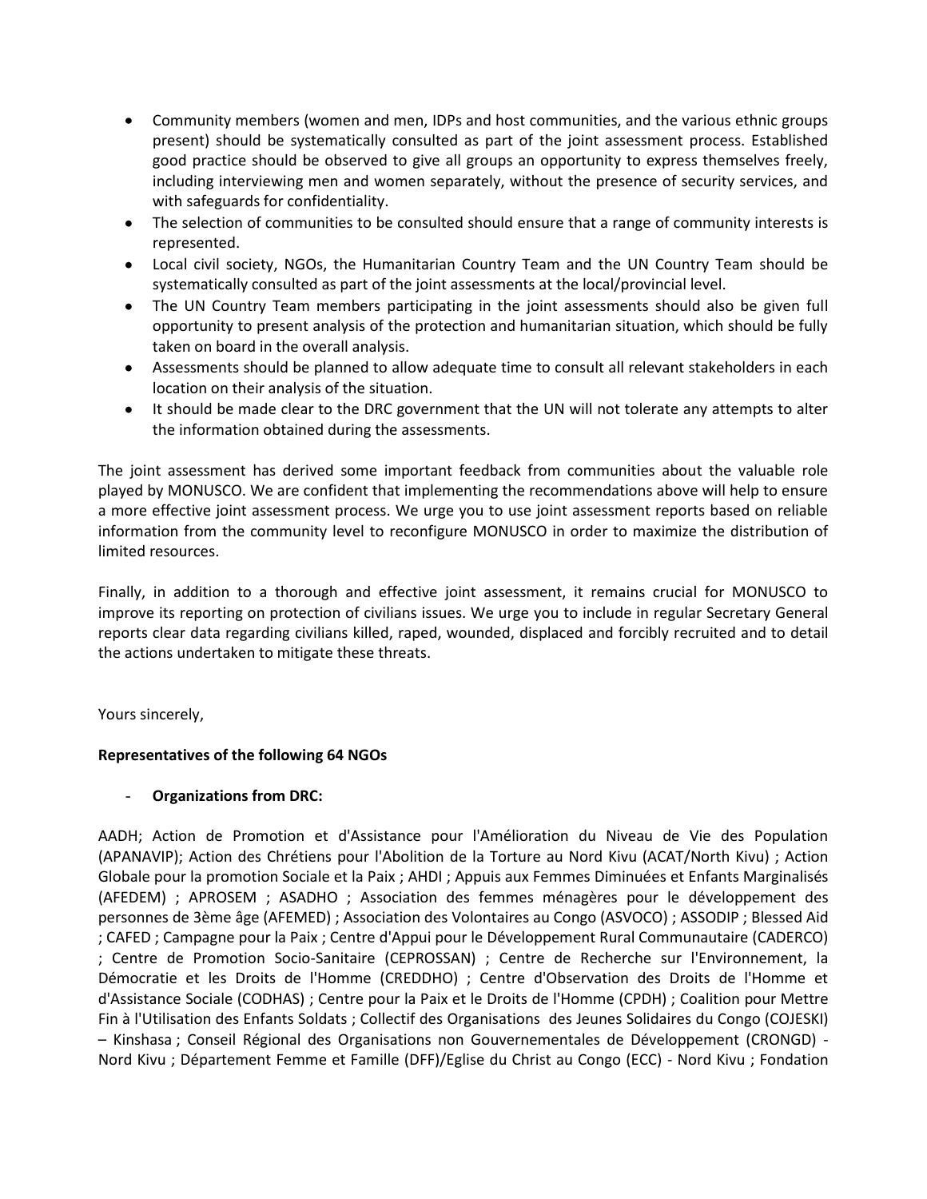- Community members (women and men, IDPs and host communities, and the various ethnic groups present) should be systematically consulted as part of the joint assessment process. Established good practice should be observed to give all groups an opportunity to express themselves freely, including interviewing men and women separately, without the presence of security services, and with safeguards for confidentiality.
- The selection of communities to be consulted should ensure that a range of community interests is represented.
- Local civil society, NGOs, the Humanitarian Country Team and the UN Country Team should be systematically consulted as part of the joint assessments at the local/provincial level.
- The UN Country Team members participating in the joint assessments should also be given full opportunity to present analysis of the protection and humanitarian situation, which should be fully taken on board in the overall analysis.
- Assessments should be planned to allow adequate time to consult all relevant stakeholders in each location on their analysis of the situation.
- It should be made clear to the DRC government that the UN will not tolerate any attempts to alter the information obtained during the assessments.

The joint assessment has derived some important feedback from communities about the valuable role played by MONUSCO. We are confident that implementing the recommendations above will help to ensure a more effective joint assessment process. We urge you to use joint assessment reports based on reliable information from the community level to reconfigure MONUSCO in order to maximize the distribution of limited resources.

Finally, in addition to a thorough and effective joint assessment, it remains crucial for MONUSCO to improve its reporting on protection of civilians issues. We urge you to include in regular Secretary General reports clear data regarding civilians killed, raped, wounded, displaced and forcibly recruited and to detail the actions undertaken to mitigate these threats.

Yours sincerely,

**Representatives of the following 64 NGOs**

- **Organizations from DRC:**

AADH; Action de Promotion et d'Assistance pour l'Amélioration du Niveau de Vie des Population (APANAVIP); Action des Chrétiens pour l'Abolition de la Torture au Nord Kivu (ACAT/North Kivu) ; Action Globale pour la promotion Sociale et la Paix ; AHDI ; Appuis aux Femmes Diminuées et Enfants Marginalisés (AFEDEM) ; APROSEM ; ASADHO ; Association des femmes ménagères pour le développement des personnes de 3ème âge (AFEMED) ; Association des Volontaires au Congo (ASVOCO) ; ASSODIP ; Blessed Aid ; CAFED ; Campagne pour la Paix ; Centre d'Appui pour le Développement Rural Communautaire (CADERCO) ; Centre de Promotion Socio-Sanitaire (CEPROSSAN) ; Centre de Recherche sur l'Environnement, la Démocratie et les Droits de l'Homme (CREDDHO) ; Centre d'Observation des Droits de l'Homme et d'Assistance Sociale (CODHAS) ; Centre pour la Paix et le Droits de l'Homme (CPDH) ; Coalition pour Mettre Fin à l'Utilisation des Enfants Soldats ; Collectif des Organisations des Jeunes Solidaires du Congo (COJESKI) – Kinshasa ; Conseil Régional des Organisations non Gouvernementales de Développement (CRONGD) - Nord Kivu ; Département Femme et Famille (DFF)/Eglise du Christ au Congo (ECC) - Nord Kivu ; Fondation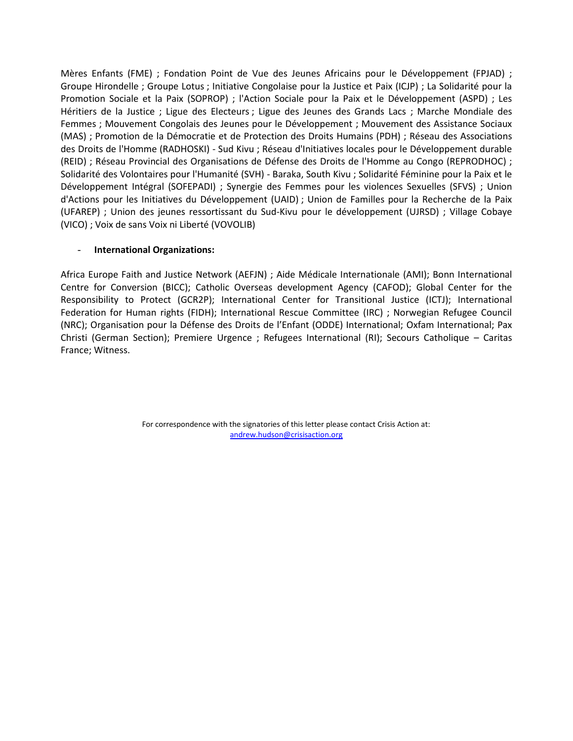Mères Enfants (FME) ; Fondation Point de Vue des Jeunes Africains pour le Développement (FPJAD) ; Groupe Hirondelle ; Groupe Lotus ; Initiative Congolaise pour la Justice et Paix (ICJP) ; La Solidarité pour la Promotion Sociale et la Paix (SOPROP) ; l'Action Sociale pour la Paix et le Développement (ASPD) ; Les Héritiers de la Justice ; Ligue des Electeurs ; Ligue des Jeunes des Grands Lacs ; Marche Mondiale des Femmes ; Mouvement Congolais des Jeunes pour le Développement ; Mouvement des Assistance Sociaux (MAS) ; Promotion de la Démocratie et de Protection des Droits Humains (PDH) ; Réseau des Associations des Droits de l'Homme (RADHOSKI) - Sud Kivu ; Réseau d'Initiatives locales pour le Développement durable (REID) ; Réseau Provincial des Organisations de Défense des Droits de l'Homme au Congo (REPRODHOC) ; Solidarité des Volontaires pour l'Humanité (SVH) - Baraka, South Kivu ; Solidarité Féminine pour la Paix et le Développement Intégral (SOFEPADI) ; Synergie des Femmes pour les violences Sexuelles (SFVS) ; Union d'Actions pour les Initiatives du Développement (UAID) ; Union de Familles pour la Recherche de la Paix (UFAREP) ; Union des jeunes ressortissant du Sud-Kivu pour le développement (UJRSD) ; Village Cobaye (VICO) ; Voix de sans Voix ni Liberté (VOVOLIB)

- **International Organizations:**

Africa Europe Faith and Justice Network (AEFJN) ; Aide Médicale Internationale (AMI); Bonn International Centre for Conversion (BICC); Catholic Overseas development Agency (CAFOD); Global Center for the Responsibility to Protect (GCR2P); International Center for Transitional Justice (ICTJ); International Federation for Human rights (FIDH); International Rescue Committee (IRC) ; Norwegian Refugee Council (NRC); Organisation pour la Défense des Droits de l'Enfant (ODDE) International; Oxfam International; Pax Christi (German Section); Premiere Urgence ; Refugees International (RI); Secours Catholique – Caritas France; Witness.

For correspondence with the signatories of this letter please contact Crisis Action at:
andrew.hudson@crisisaction.org